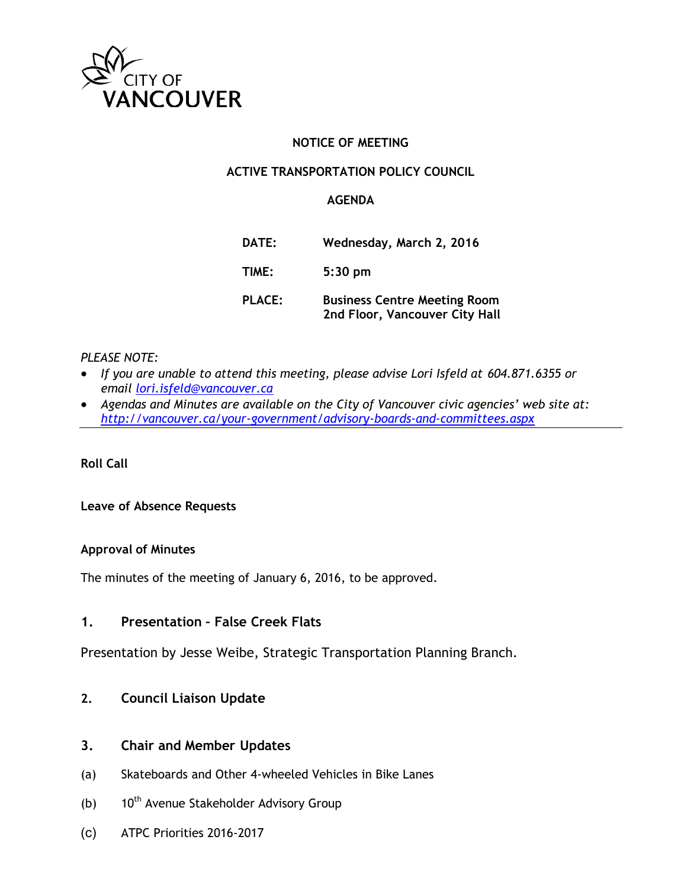CITY OF VANCOUVER

# NOTICE OF MEETING

## ACTIVE TRANSPORTATION POLICY COUNCIL

## AGENDA

| | |
|---|---|
| **DATE:** | **Wednesday, March 2, 2016** |
| **TIME:** | **5:30 pm** |
| **PLACE:** | **Business Centre Meeting Room 2nd Floor, Vancouver City Hall** |

*PLEASE NOTE:*

- *If you are unable to attend this meeting, please advise Lori Isfeld at 604.871.6355 or email lori.isfeld@vancouver.ca*
- *Agendas and Minutes are available on the City of Vancouver civic agencies' web site at: http://vancouver.ca/your-government/advisory-boards-and-committees.aspx*

---

**Roll Call**

**Leave of Absence Requests**

**Approval of Minutes**

The minutes of the meeting of January 6, 2016, to be approved.

### 1. Presentation – False Creek Flats

Presentation by Jesse Weibe, Strategic Transportation Planning Branch.

### 2. Council Liaison Update

### 3. Chair and Member Updates

(a) Skateboards and Other 4-wheeled Vehicles in Bike Lanes

(b) 10th Avenue Stakeholder Advisory Group

(c) ATPC Priorities 2016-2017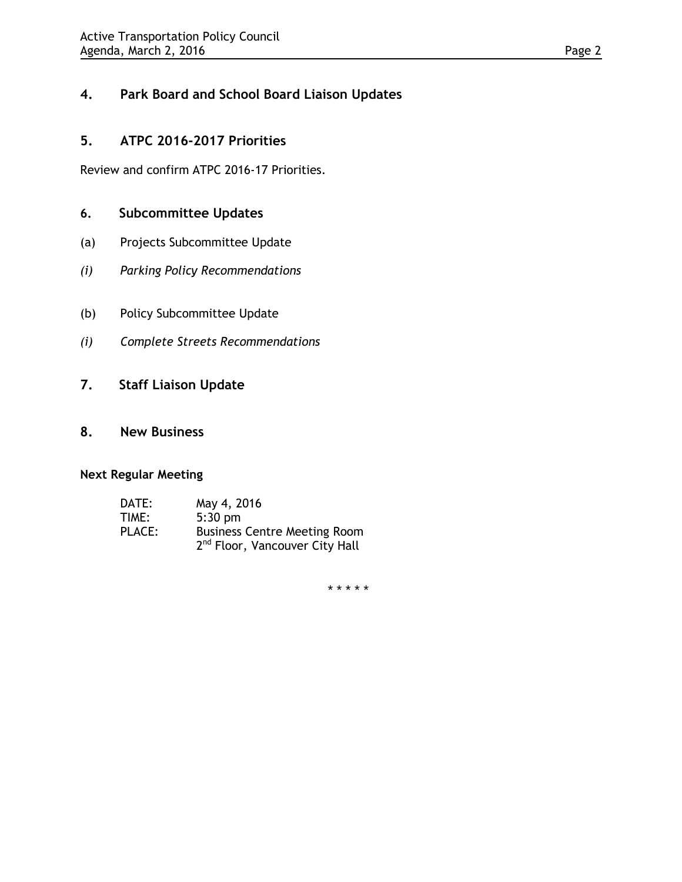## 4. Park Board and School Board Liaison Updates

## 5. ATPC 2016-2017 Priorities

Review and confirm ATPC 2016-17 Priorities.

## 6. Subcommittee Updates

(a) Projects Subcommittee Update

*(i) Parking Policy Recommendations*

(b) Policy Subcommittee Update

*(i) Complete Streets Recommendations*

## 7. Staff Liaison Update

## 8. New Business

**Next Regular Meeting**

| | |
|---|---|
| DATE: | May 4, 2016 |
| TIME: | 5:30 pm |
| PLACE: | Business Centre Meeting Room<br>2nd Floor, Vancouver City Hall |

\* \* \* \* \*